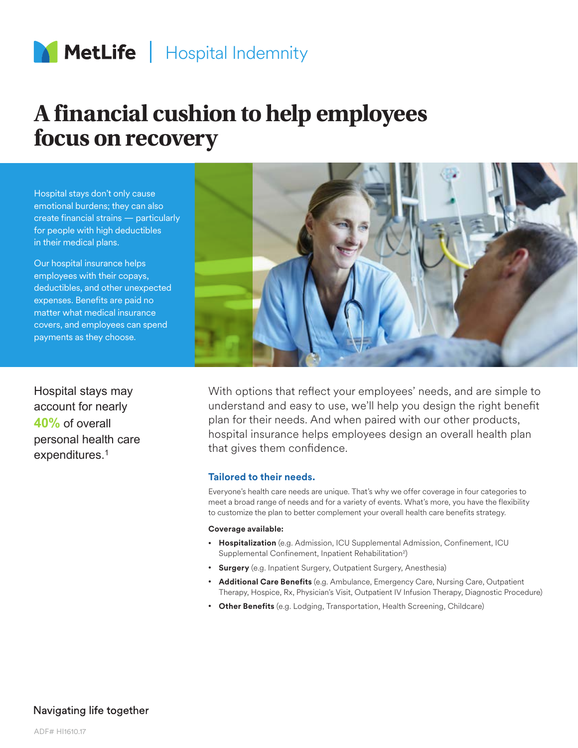MetLife | Hospital Indemnity

# A financial cushion to help employees focus on recovery

Hospital stays don't only cause emotional burdens; they can also create financial strains — particularly for people with high deductibles in their medical plans.

Our hospital insurance helps employees with their copays, deductibles, and other unexpected expenses. Benefits are paid no matter what medical insurance covers, and employees can spend payments as they choose.

Hospital stays may account for nearly **40%** of overall personal health care expenditures.[1]

With options that reflect your employees' needs, and are simple to understand and easy to use, we'll help you design the right benefit plan for their needs. And when paired with our other products, hospital insurance helps employees design an overall health plan that gives them confidence.

### Tailored to their needs.

Everyone's health care needs are unique. That's why we offer coverage in four categories to meet a broad range of needs and for a variety of events. What's more, you have the flexibility to customize the plan to better complement your overall health care benefits strategy.

**Coverage available:**

- **Hospitalization** (e.g. Admission, ICU Supplemental Admission, Confinement, ICU Supplemental Confinement, Inpatient Rehabilitation[2])
- **Surgery** (e.g. Inpatient Surgery, Outpatient Surgery, Anesthesia)
- **Additional Care Benefits** (e.g. Ambulance, Emergency Care, Nursing Care, Outpatient Therapy, Hospice, Rx, Physician's Visit, Outpatient IV Infusion Therapy, Diagnostic Procedure)
- **Other Benefits** (e.g. Lodging, Transportation, Health Screening, Childcare)

Navigating life together

ADF# HI1610.17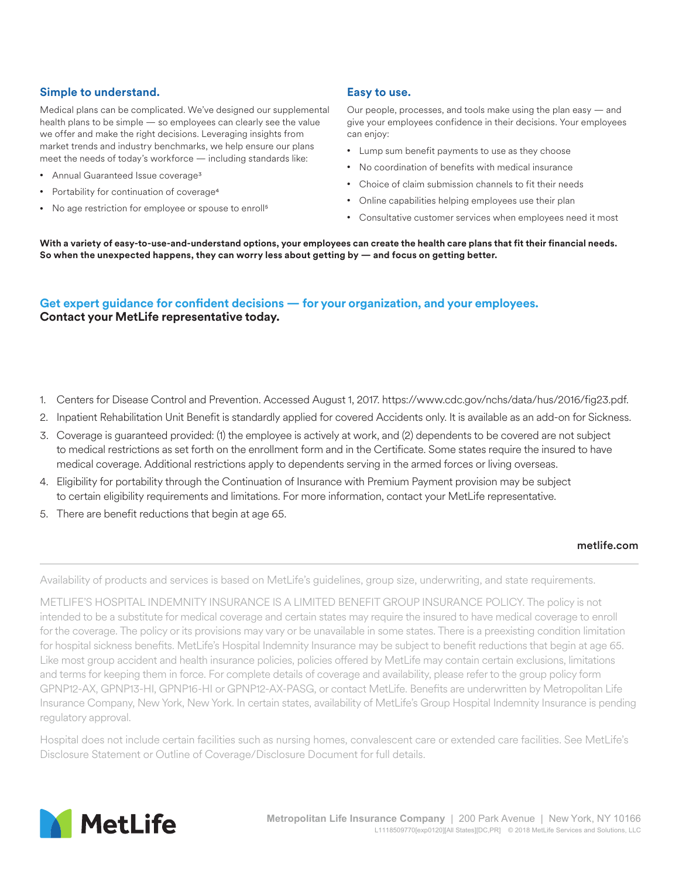## Simple to understand.

Medical plans can be complicated. We've designed our supplemental health plans to be simple — so employees can clearly see the value we offer and make the right decisions. Leveraging insights from market trends and industry benchmarks, we help ensure our plans meet the needs of today's workforce — including standards like:

- Annual Guaranteed Issue coverage[3]
- Portability for continuation of coverage[4]
- No age restriction for employee or spouse to enroll[5]

## Easy to use.

Our people, processes, and tools make using the plan easy — and give your employees confidence in their decisions. Your employees can enjoy:

- Lump sum benefit payments to use as they choose
- No coordination of benefits with medical insurance
- Choice of claim submission channels to fit their needs
- Online capabilities helping employees use their plan
- Consultative customer services when employees need it most

**With a variety of easy-to-use-and-understand options, your employees can create the health care plans that fit their financial needs. So when the unexpected happens, they can worry less about getting by — and focus on getting better.**

## Get expert guidance for confident decisions — for your organization, and your employees.

**Contact your MetLife representative today.**

1. Centers for Disease Control and Prevention. Accessed August 1, 2017. https://www.cdc.gov/nchs/data/hus/2016/fig23.pdf.
2. Inpatient Rehabilitation Unit Benefit is standardly applied for covered Accidents only. It is available as an add-on for Sickness.
3. Coverage is guaranteed provided: (1) the employee is actively at work, and (2) dependents to be covered are not subject to medical restrictions as set forth on the enrollment form and in the Certificate. Some states require the insured to have medical coverage. Additional restrictions apply to dependents serving in the armed forces or living overseas.
4. Eligibility for portability through the Continuation of Insurance with Premium Payment provision may be subject to certain eligibility requirements and limitations. For more information, contact your MetLife representative.
5. There are benefit reductions that begin at age 65.

**metlife.com**

Availability of products and services is based on MetLife's guidelines, group size, underwriting, and state requirements.

METLIFE'S HOSPITAL INDEMNITY INSURANCE IS A LIMITED BENEFIT GROUP INSURANCE POLICY. The policy is not intended to be a substitute for medical coverage and certain states may require the insured to have medical coverage to enroll for the coverage. The policy or its provisions may vary or be unavailable in some states. There is a preexisting condition limitation for hospital sickness benefits. MetLife's Hospital Indemnity Insurance may be subject to benefit reductions that begin at age 65. Like most group accident and health insurance policies, policies offered by MetLife may contain certain exclusions, limitations and terms for keeping them in force. For complete details of coverage and availability, please refer to the group policy form GPNP12-AX, GPNP13-HI, GPNP16-HI or GPNP12-AX-PASG, or contact MetLife. Benefits are underwritten by Metropolitan Life Insurance Company, New York, New York. In certain states, availability of MetLife's Group Hospital Indemnity Insurance is pending regulatory approval.

Hospital does not include certain facilities such as nursing homes, convalescent care or extended care facilities. See MetLife's Disclosure Statement or Outline of Coverage/Disclosure Document for full details.

MetLife

Metropolitan Life Insurance Company | 200 Park Avenue | New York, NY 10166

L1118509770[exp0120][All States][DC,PR] © 2018 MetLife Services and Solutions, LLC